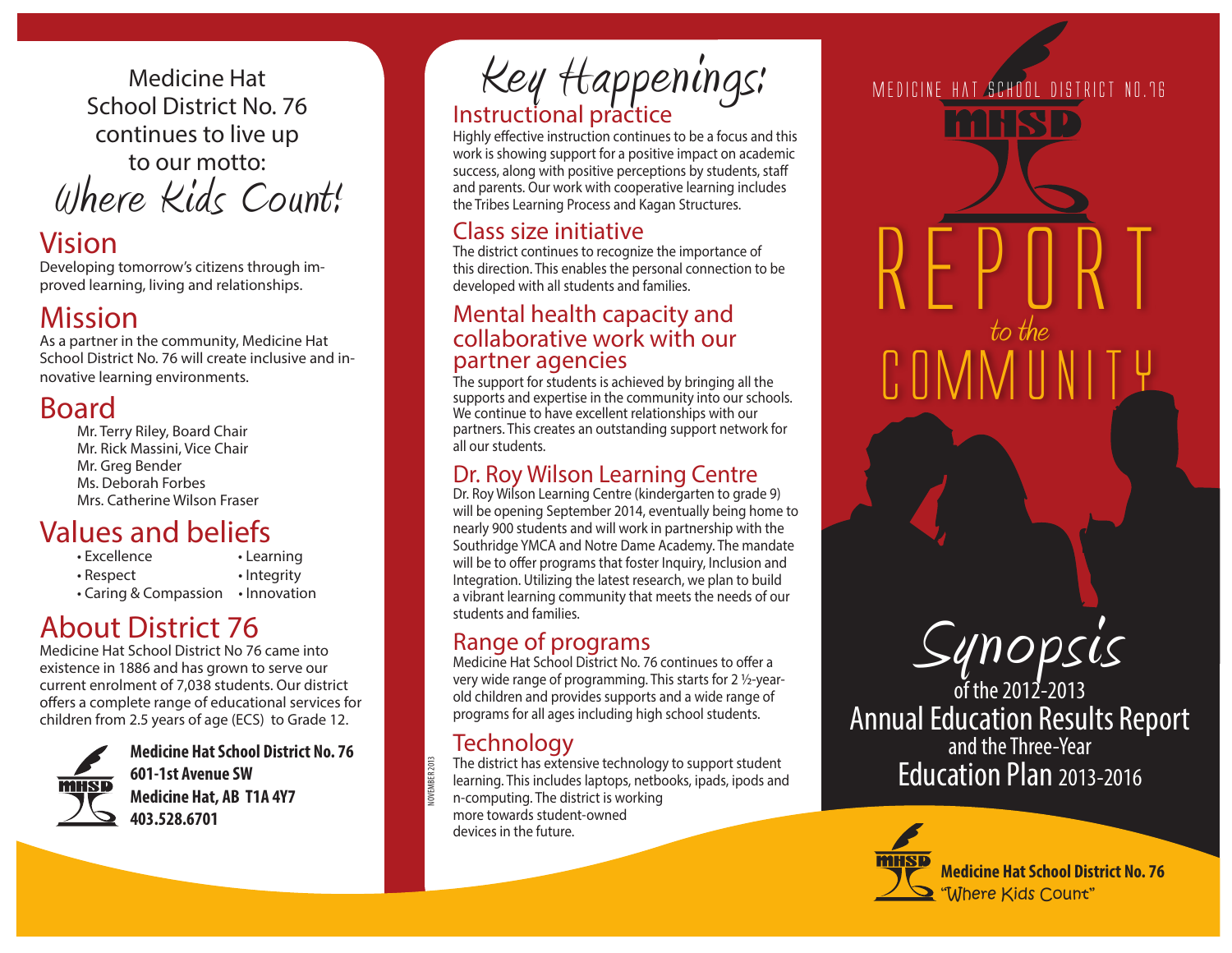Medicine Hat School District No. 76 continues to live up to our motto:

*Where Kids Count!*

## Vision

Developing tomorrow's citizens through improved learning, living and relationships.

## Mission

As a partner in the community, Medicine Hat School District No. 76 will create inclusive and innovative learning environments.

## Board

Mr. Terry Riley, Board Chair
Mr. Rick Massini, Vice Chair
Mr. Greg Bender
Ms. Deborah Forbes
Mrs. Catherine Wilson Fraser

## Values and beliefs

- Excellence
- Respect
- Caring & Compassion
- Learning
- Integrity
- Innovation

## About District 76

Medicine Hat School District No 76 came into existence in 1886 and has grown to serve our current enrolment of 7,038 students. Our district offers a complete range of educational services for children from 2.5 years of age (ECS) to Grade 12.

**Medicine Hat School District No. 76**
**601-1st Avenue SW**
**Medicine Hat, AB T1A 4Y7**
**403.528.6701**

# Key Happenings:

## Instructional practice

Highly effective instruction continues to be a focus and this work is showing support for a positive impact on academic success, along with positive perceptions by students, staff and parents. Our work with cooperative learning includes the Tribes Learning Process and Kagan Structures.

## Class size initiative

The district continues to recognize the importance of this direction. This enables the personal connection to be developed with all students and families.

## Mental health capacity and collaborative work with our partner agencies

The support for students is achieved by bringing all the supports and expertise in the community into our schools. We continue to have excellent relationships with our partners. This creates an outstanding support network for all our students.

## Dr. Roy Wilson Learning Centre

Dr. Roy Wilson Learning Centre (kindergarten to grade 9) will be opening September 2014, eventually being home to nearly 900 students and will work in partnership with the Southridge YMCA and Notre Dame Academy. The mandate will be to offer programs that foster Inquiry, Inclusion and Integration. Utilizing the latest research, we plan to build a vibrant learning community that meets the needs of our students and families.

## Range of programs

Medicine Hat School District No. 76 continues to offer a very wide range of programming. This starts for 2 ½-year-old children and provides supports and a wide range of programs for all ages including high school students.

## Technology

The district has extensive technology to support student learning. This includes laptops, netbooks, ipads, ipods and n-computing. The district is working more towards student-owned devices in the future.

NOVEMBER 2013

MEDICINE HAT SCHOOL DISTRICT NO.76

MHSD

# REPORT *to the* COMMUNITY

*Synopsis* of the 2012-2013 Annual Education Results Report and the Three-Year Education Plan 2013-2016

**Medicine Hat School District No. 76**
"Where Kids Count"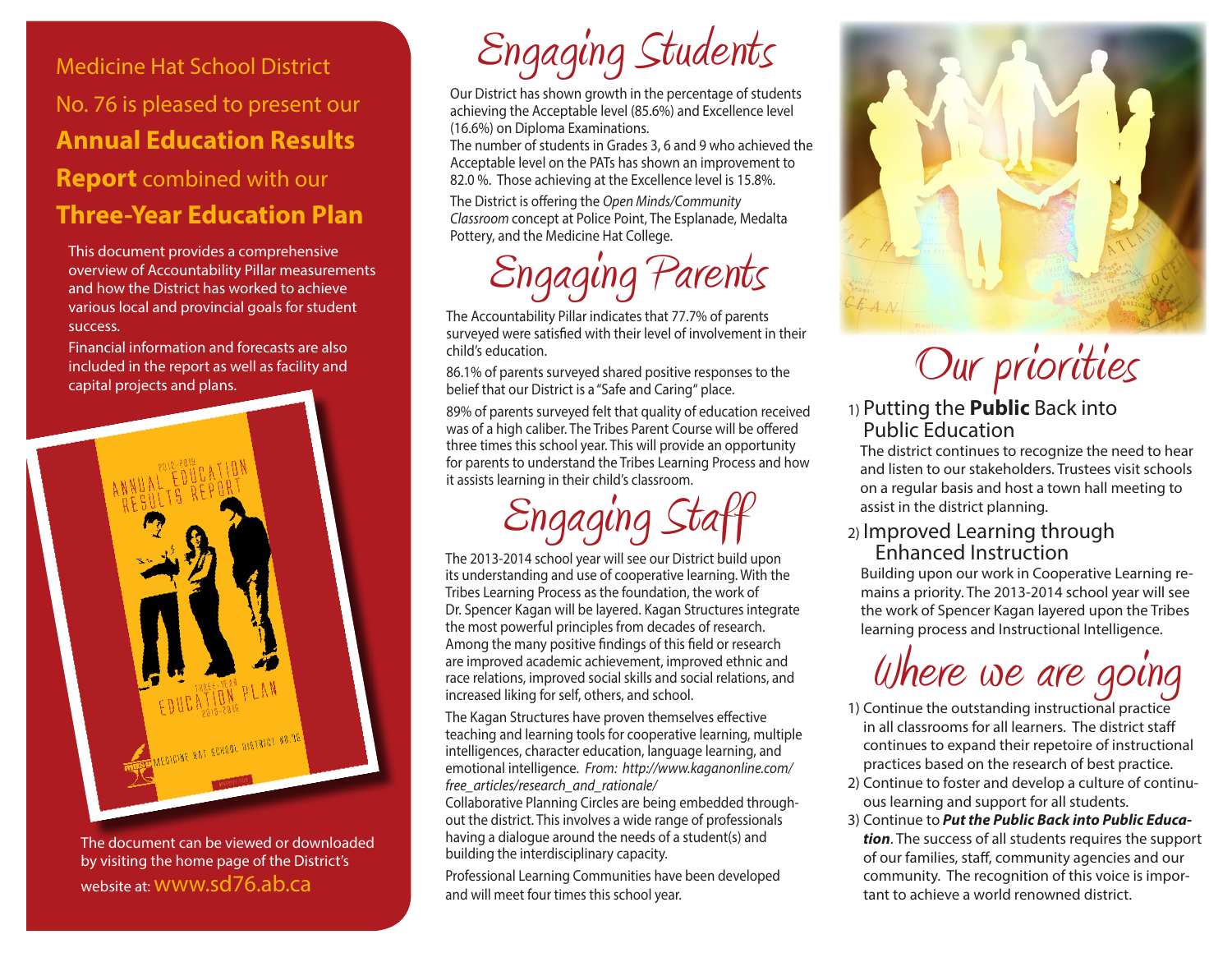Medicine Hat School District No. 76 is pleased to present our **Annual Education Results Report** combined with our **Three-Year Education Plan**

This document provides a comprehensive overview of Accountability Pillar measurements and how the District has worked to achieve various local and provincial goals for student success.

Financial information and forecasts are also included in the report as well as facility and capital projects and plans.

The document can be viewed or downloaded by visiting the home page of the District's website at: www.sd76.ab.ca

# Engaging Students

Our District has shown growth in the percentage of students achieving the Acceptable level (85.6%) and Excellence level (16.6%) on Diploma Examinations.

The number of students in Grades 3, 6 and 9 who achieved the Acceptable level on the PATs has shown an improvement to 82.0 %. Those achieving at the Excellence level is 15.8%.

The District is offering the *Open Minds/Community Classroom* concept at Police Point, The Esplanade, Medalta Pottery, and the Medicine Hat College.

# Engaging Parents

The Accountability Pillar indicates that 77.7% of parents surveyed were satisfied with their level of involvement in their child's education.

86.1% of parents surveyed shared positive responses to the belief that our District is a "Safe and Caring" place.

89% of parents surveyed felt that quality of education received was of a high caliber. The Tribes Parent Course will be offered three times this school year. This will provide an opportunity for parents to understand the Tribes Learning Process and how it assists learning in their child's classroom.

# Engaging Staff

The 2013-2014 school year will see our District build upon its understanding and use of cooperative learning. With the Tribes Learning Process as the foundation, the work of Dr. Spencer Kagan will be layered. Kagan Structures integrate the most powerful principles from decades of research. Among the many positive findings of this field or research are improved academic achievement, improved ethnic and race relations, improved social skills and social relations, and increased liking for self, others, and school.

The Kagan Structures have proven themselves effective teaching and learning tools for cooperative learning, multiple intelligences, character education, language learning, and emotional intelligence. *From: http://www.kaganonline.com/free_articles/research_and_rationale/*

Collaborative Planning Circles are being embedded throughout the district. This involves a wide range of professionals having a dialogue around the needs of a student(s) and building the interdisciplinary capacity.

Professional Learning Communities have been developed and will meet four times this school year.

# Our priorities

1) Putting the **Public** Back into Public Education

The district continues to recognize the need to hear and listen to our stakeholders. Trustees visit schools on a regular basis and host a town hall meeting to assist in the district planning.

2) Improved Learning through Enhanced Instruction

Building upon our work in Cooperative Learning remains a priority. The 2013-2014 school year will see the work of Spencer Kagan layered upon the Tribes learning process and Instructional Intelligence.

# Where we are going

1) Continue the outstanding instructional practice in all classrooms for all learners. The district staff continues to expand their repetoire of instructional practices based on the research of best practice.
2) Continue to foster and develop a culture of continuous learning and support for all students.
3) Continue to ***Put the Public Back into Public Education***. The success of all students requires the support of our families, staff, community agencies and our community. The recognition of this voice is important to achieve a world renowned district.